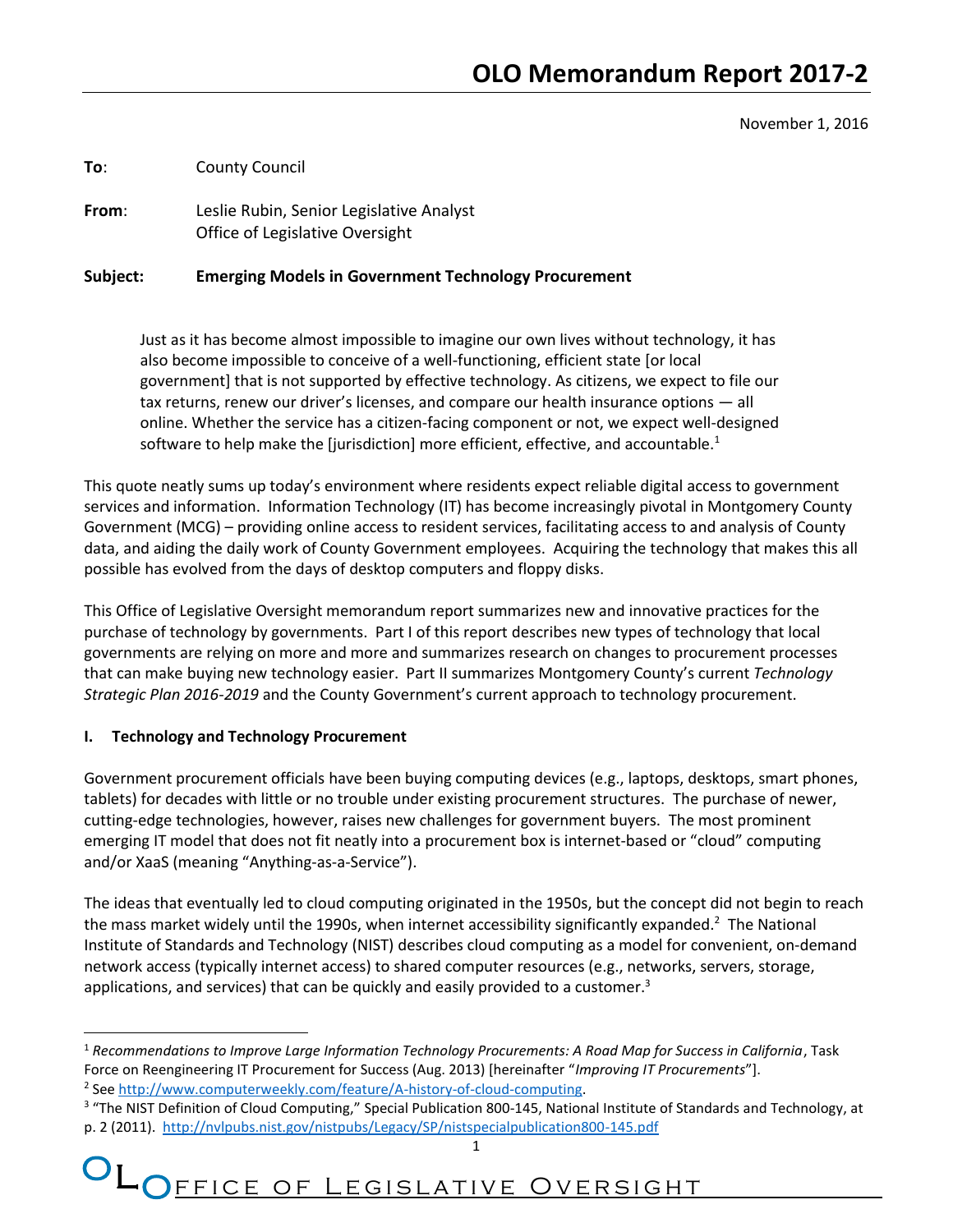# OLO Memorandum Report 2017-2

November 1, 2016

**To**: County Council

**From**: Leslie Rubin, Senior Legislative Analyst
Office of Legislative Oversight

**Subject: Emerging Models in Government Technology Procurement**

> Just as it has become almost impossible to imagine our own lives without technology, it has also become impossible to conceive of a well-functioning, efficient state [or local government] that is not supported by effective technology. As citizens, we expect to file our tax returns, renew our driver's licenses, and compare our health insurance options — all online. Whether the service has a citizen-facing component or not, we expect well-designed software to help make the [jurisdiction] more efficient, effective, and accountable.[1]

This quote neatly sums up today's environment where residents expect reliable digital access to government services and information. Information Technology (IT) has become increasingly pivotal in Montgomery County Government (MCG) – providing online access to resident services, facilitating access to and analysis of County data, and aiding the daily work of County Government employees. Acquiring the technology that makes this all possible has evolved from the days of desktop computers and floppy disks.

This Office of Legislative Oversight memorandum report summarizes new and innovative practices for the purchase of technology by governments. Part I of this report describes new types of technology that local governments are relying on more and more and summarizes research on changes to procurement processes that can make buying new technology easier. Part II summarizes Montgomery County's current *Technology Strategic Plan 2016-2019* and the County Government's current approach to technology procurement.

## I. Technology and Technology Procurement

Government procurement officials have been buying computing devices (e.g., laptops, desktops, smart phones, tablets) for decades with little or no trouble under existing procurement structures. The purchase of newer, cutting-edge technologies, however, raises new challenges for government buyers. The most prominent emerging IT model that does not fit neatly into a procurement box is internet-based or "cloud" computing and/or XaaS (meaning "Anything-as-a-Service").

The ideas that eventually led to cloud computing originated in the 1950s, but the concept did not begin to reach the mass market widely until the 1990s, when internet accessibility significantly expanded.[2] The National Institute of Standards and Technology (NIST) describes cloud computing as a model for convenient, on-demand network access (typically internet access) to shared computer resources (e.g., networks, servers, storage, applications, and services) that can be quickly and easily provided to a customer.[3]

---

[1] *Recommendations to Improve Large Information Technology Procurements: A Road Map for Success in California*, Task Force on Reengineering IT Procurement for Success (Aug. 2013) [hereinafter "*Improving IT Procurements*"].

[2] See http://www.computerweekly.com/feature/A-history-of-cloud-computing.

[3] "The NIST Definition of Cloud Computing," Special Publication 800-145, National Institute of Standards and Technology, at p. 2 (2011). http://nvlpubs.nist.gov/nistpubs/Legacy/SP/nistspecialpublication800-145.pdf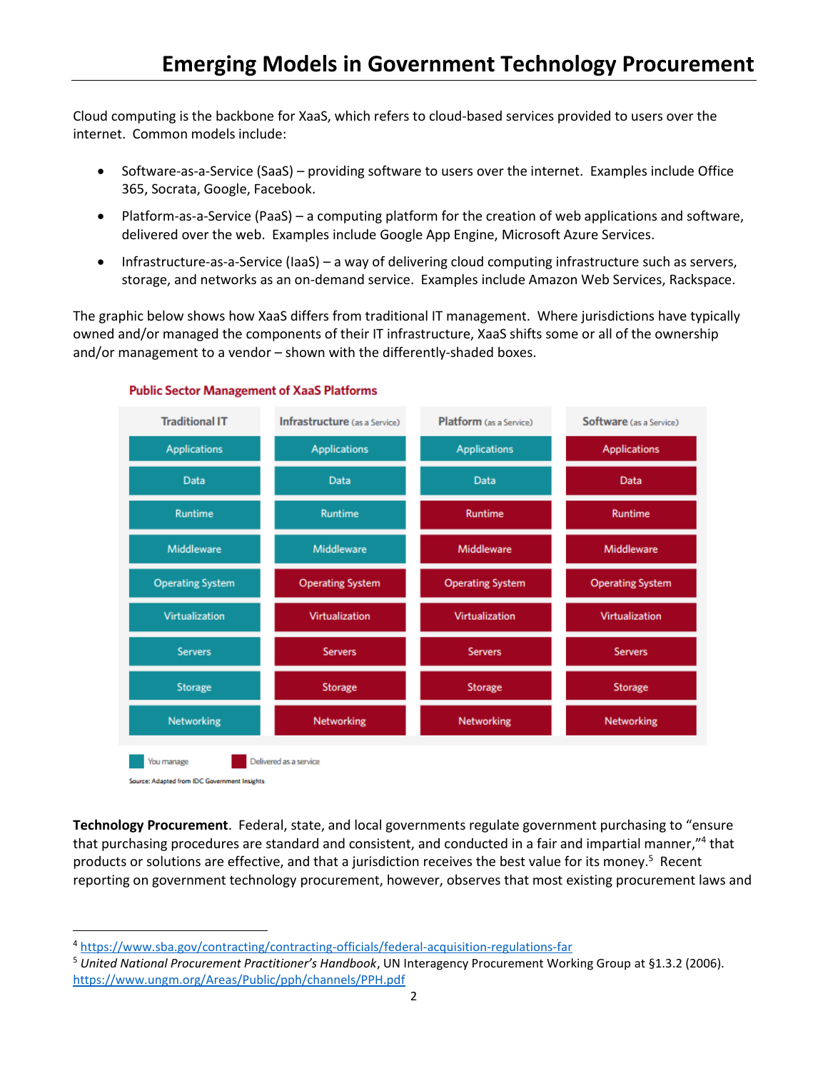# Emerging Models in Government Technology Procurement

Cloud computing is the backbone for XaaS, which refers to cloud-based services provided to users over the internet. Common models include:

- Software-as-a-Service (SaaS) – providing software to users over the internet. Examples include Office 365, Socrata, Google, Facebook.
- Platform-as-a-Service (PaaS) – a computing platform for the creation of web applications and software, delivered over the web. Examples include Google App Engine, Microsoft Azure Services.
- Infrastructure-as-a-Service (IaaS) – a way of delivering cloud computing infrastructure such as servers, storage, and networks as an on-demand service. Examples include Amazon Web Services, Rackspace.

The graphic below shows how XaaS differs from traditional IT management. Where jurisdictions have typically owned and/or managed the components of their IT infrastructure, XaaS shifts some or all of the ownership and/or management to a vendor – shown with the differently-shaded boxes.

**Public Sector Management of XaaS Platforms**

| Traditional IT | Infrastructure (as a Service) | Platform (as a Service) | Software (as a Service) |
|---|---|---|---|
| Applications (You manage) | Applications (You manage) | Applications (You manage) | Applications (Delivered as a service) |
| Data (You manage) | Data (You manage) | Data (You manage) | Data (Delivered as a service) |
| Runtime (You manage) | Runtime (You manage) | Runtime (Delivered as a service) | Runtime (Delivered as a service) |
| Middleware (You manage) | Middleware (You manage) | Middleware (Delivered as a service) | Middleware (Delivered as a service) |
| Operating System (You manage) | Operating System (Delivered as a service) | Operating System (Delivered as a service) | Operating System (Delivered as a service) |
| Virtualization (You manage) | Virtualization (Delivered as a service) | Virtualization (Delivered as a service) | Virtualization (Delivered as a service) |
| Servers (You manage) | Servers (Delivered as a service) | Servers (Delivered as a service) | Servers (Delivered as a service) |
| Storage (You manage) | Storage (Delivered as a service) | Storage (Delivered as a service) | Storage (Delivered as a service) |
| Networking (You manage) | Networking (Delivered as a service) | Networking (Delivered as a service) | Networking (Delivered as a service) |

Legend: You manage; Delivered as a service

Source: Adapted from IDC Government Insights

**Technology Procurement**. Federal, state, and local governments regulate government purchasing to "ensure that purchasing procedures are standard and consistent, and conducted in a fair and impartial manner,"[4] that products or solutions are effective, and that a jurisdiction receives the best value for its money.[5] Recent reporting on government technology procurement, however, observes that most existing procurement laws and

---

[4] https://www.sba.gov/contracting/contracting-officials/federal-acquisition-regulations-far

[5] *United National Procurement Practitioner's Handbook*, UN Interagency Procurement Working Group at §1.3.2 (2006). https://www.ungm.org/Areas/Public/pph/channels/PPH.pdf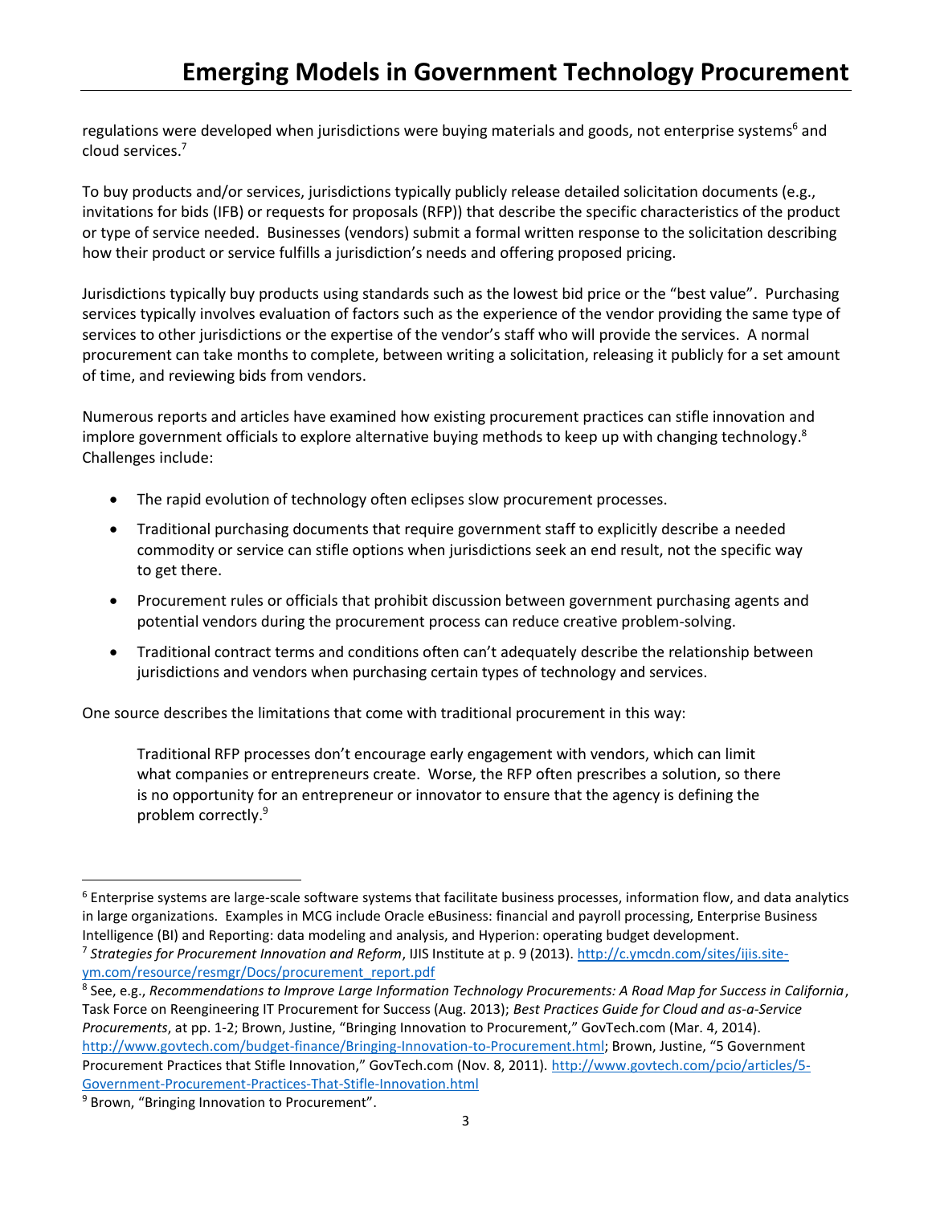regulations were developed when jurisdictions were buying materials and goods, not enterprise systems[6] and cloud services.[7]

To buy products and/or services, jurisdictions typically publicly release detailed solicitation documents (e.g., invitations for bids (IFB) or requests for proposals (RFP)) that describe the specific characteristics of the product or type of service needed. Businesses (vendors) submit a formal written response to the solicitation describing how their product or service fulfills a jurisdiction's needs and offering proposed pricing.

Jurisdictions typically buy products using standards such as the lowest bid price or the "best value". Purchasing services typically involves evaluation of factors such as the experience of the vendor providing the same type of services to other jurisdictions or the expertise of the vendor's staff who will provide the services. A normal procurement can take months to complete, between writing a solicitation, releasing it publicly for a set amount of time, and reviewing bids from vendors.

Numerous reports and articles have examined how existing procurement practices can stifle innovation and implore government officials to explore alternative buying methods to keep up with changing technology.[8] Challenges include:

- The rapid evolution of technology often eclipses slow procurement processes.
- Traditional purchasing documents that require government staff to explicitly describe a needed commodity or service can stifle options when jurisdictions seek an end result, not the specific way to get there.
- Procurement rules or officials that prohibit discussion between government purchasing agents and potential vendors during the procurement process can reduce creative problem-solving.
- Traditional contract terms and conditions often can't adequately describe the relationship between jurisdictions and vendors when purchasing certain types of technology and services.

One source describes the limitations that come with traditional procurement in this way:

> Traditional RFP processes don't encourage early engagement with vendors, which can limit what companies or entrepreneurs create. Worse, the RFP often prescribes a solution, so there is no opportunity for an entrepreneur or innovator to ensure that the agency is defining the problem correctly.[9]

---

[6] Enterprise systems are large-scale software systems that facilitate business processes, information flow, and data analytics in large organizations. Examples in MCG include Oracle eBusiness: financial and payroll processing, Enterprise Business Intelligence (BI) and Reporting: data modeling and analysis, and Hyperion: operating budget development.

[7] *Strategies for Procurement Innovation and Reform*, IJIS Institute at p. 9 (2013). http://c.ymcdn.com/sites/ijis.site-ym.com/resource/resmgr/Docs/procurement_report.pdf

[8] See, e.g., *Recommendations to Improve Large Information Technology Procurements: A Road Map for Success in California*, Task Force on Reengineering IT Procurement for Success (Aug. 2013); *Best Practices Guide for Cloud and as-a-Service Procurements*, at pp. 1-2; Brown, Justine, "Bringing Innovation to Procurement," GovTech.com (Mar. 4, 2014). http://www.govtech.com/budget-finance/Bringing-Innovation-to-Procurement.html; Brown, Justine, "5 Government Procurement Practices that Stifle Innovation," GovTech.com (Nov. 8, 2011). http://www.govtech.com/pcio/articles/5-Government-Procurement-Practices-That-Stifle-Innovation.html

[9] Brown, "Bringing Innovation to Procurement".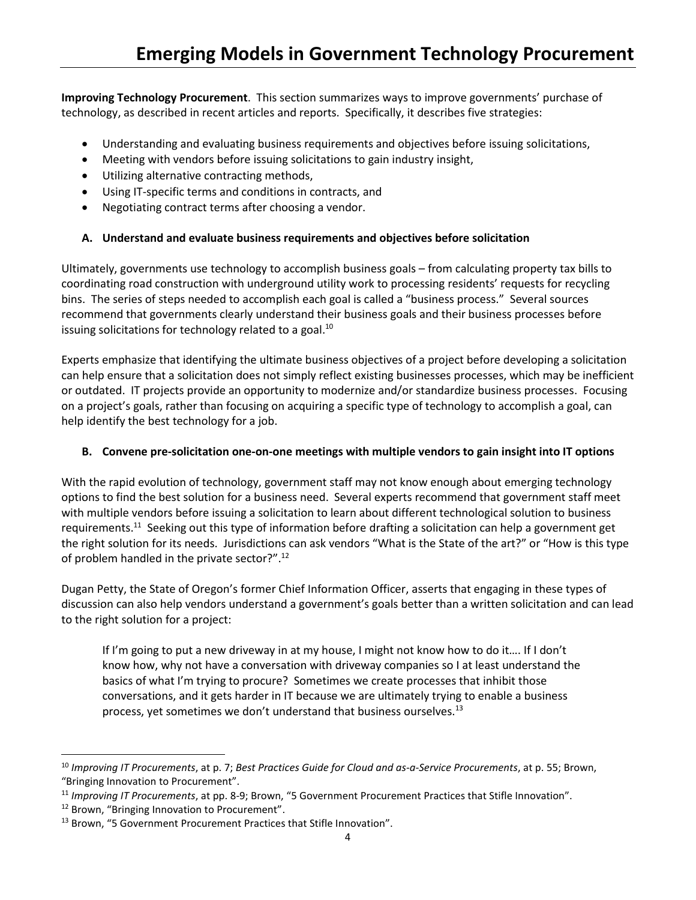**Improving Technology Procurement**. This section summarizes ways to improve governments' purchase of technology, as described in recent articles and reports. Specifically, it describes five strategies:

- Understanding and evaluating business requirements and objectives before issuing solicitations,
- Meeting with vendors before issuing solicitations to gain industry insight,
- Utilizing alternative contracting methods,
- Using IT-specific terms and conditions in contracts, and
- Negotiating contract terms after choosing a vendor.

### A. Understand and evaluate business requirements and objectives before solicitation

Ultimately, governments use technology to accomplish business goals – from calculating property tax bills to coordinating road construction with underground utility work to processing residents' requests for recycling bins. The series of steps needed to accomplish each goal is called a "business process." Several sources recommend that governments clearly understand their business goals and their business processes before issuing solicitations for technology related to a goal.[10]

Experts emphasize that identifying the ultimate business objectives of a project before developing a solicitation can help ensure that a solicitation does not simply reflect existing businesses processes, which may be inefficient or outdated. IT projects provide an opportunity to modernize and/or standardize business processes. Focusing on a project's goals, rather than focusing on acquiring a specific type of technology to accomplish a goal, can help identify the best technology for a job.

### B. Convene pre-solicitation one-on-one meetings with multiple vendors to gain insight into IT options

With the rapid evolution of technology, government staff may not know enough about emerging technology options to find the best solution for a business need. Several experts recommend that government staff meet with multiple vendors before issuing a solicitation to learn about different technological solution to business requirements.[11] Seeking out this type of information before drafting a solicitation can help a government get the right solution for its needs. Jurisdictions can ask vendors "What is the State of the art?" or "How is this type of problem handled in the private sector?".[12]

Dugan Petty, the State of Oregon's former Chief Information Officer, asserts that engaging in these types of discussion can also help vendors understand a government's goals better than a written solicitation and can lead to the right solution for a project:

> If I'm going to put a new driveway in at my house, I might not know how to do it…. If I don't know how, why not have a conversation with driveway companies so I at least understand the basics of what I'm trying to procure? Sometimes we create processes that inhibit those conversations, and it gets harder in IT because we are ultimately trying to enable a business process, yet sometimes we don't understand that business ourselves.[13]

---

[10] *Improving IT Procurements*, at p. 7; *Best Practices Guide for Cloud and as-a-Service Procurements*, at p. 55; Brown, "Bringing Innovation to Procurement".

[11] *Improving IT Procurements*, at pp. 8-9; Brown, "5 Government Procurement Practices that Stifle Innovation".

[12] Brown, "Bringing Innovation to Procurement".

[13] Brown, "5 Government Procurement Practices that Stifle Innovation".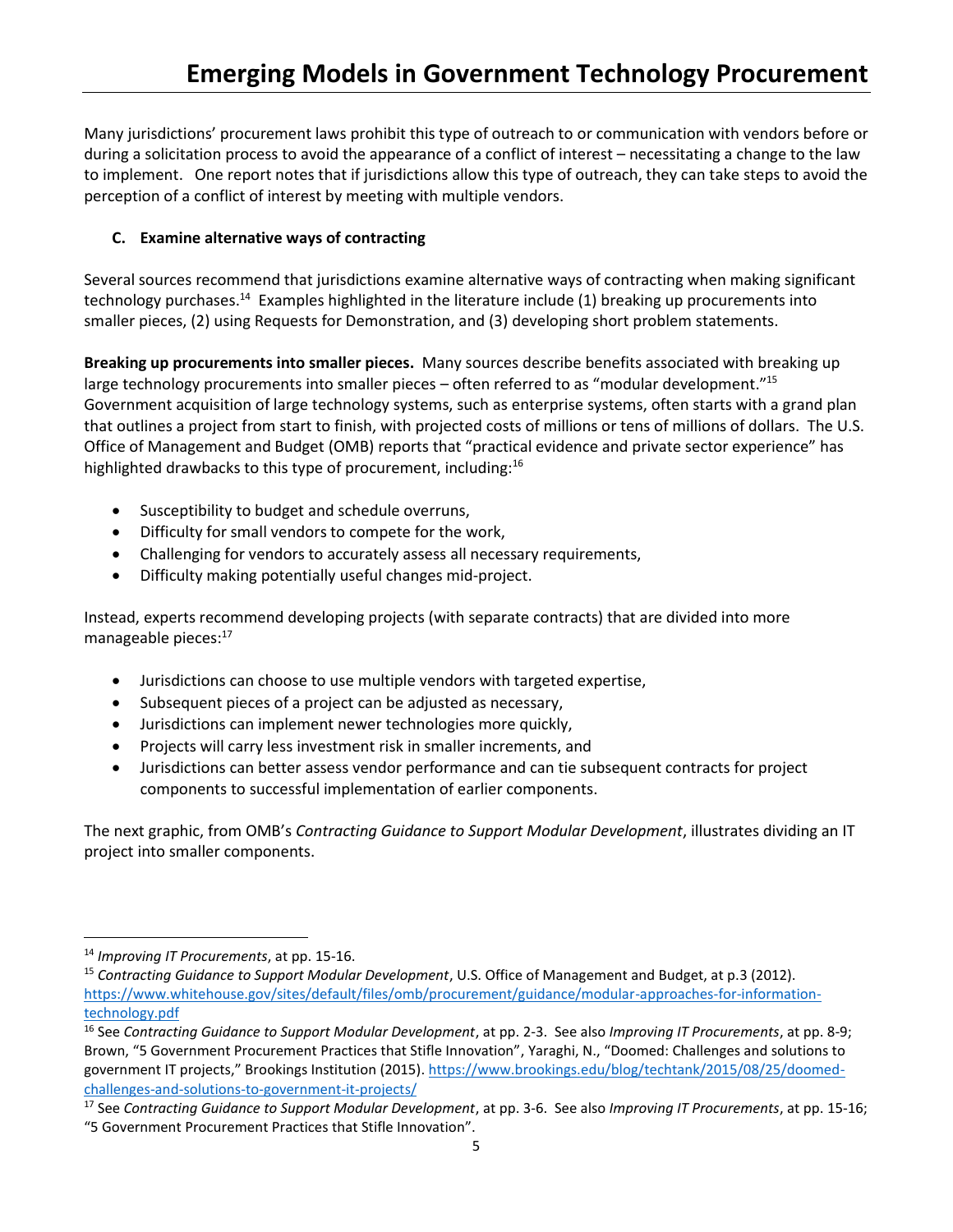Many jurisdictions' procurement laws prohibit this type of outreach to or communication with vendors before or during a solicitation process to avoid the appearance of a conflict of interest – necessitating a change to the law to implement. One report notes that if jurisdictions allow this type of outreach, they can take steps to avoid the perception of a conflict of interest by meeting with multiple vendors.

### C. Examine alternative ways of contracting

Several sources recommend that jurisdictions examine alternative ways of contracting when making significant technology purchases.[14] Examples highlighted in the literature include (1) breaking up procurements into smaller pieces, (2) using Requests for Demonstration, and (3) developing short problem statements.

**Breaking up procurements into smaller pieces.** Many sources describe benefits associated with breaking up large technology procurements into smaller pieces – often referred to as "modular development."[15] Government acquisition of large technology systems, such as enterprise systems, often starts with a grand plan that outlines a project from start to finish, with projected costs of millions or tens of millions of dollars. The U.S. Office of Management and Budget (OMB) reports that "practical evidence and private sector experience" has highlighted drawbacks to this type of procurement, including:[16]

- Susceptibility to budget and schedule overruns,
- Difficulty for small vendors to compete for the work,
- Challenging for vendors to accurately assess all necessary requirements,
- Difficulty making potentially useful changes mid-project.

Instead, experts recommend developing projects (with separate contracts) that are divided into more manageable pieces:[17]

- Jurisdictions can choose to use multiple vendors with targeted expertise,
- Subsequent pieces of a project can be adjusted as necessary,
- Jurisdictions can implement newer technologies more quickly,
- Projects will carry less investment risk in smaller increments, and
- Jurisdictions can better assess vendor performance and can tie subsequent contracts for project components to successful implementation of earlier components.

The next graphic, from OMB's *Contracting Guidance to Support Modular Development*, illustrates dividing an IT project into smaller components.

---

[14] *Improving IT Procurements*, at pp. 15-16.

[15] *Contracting Guidance to Support Modular Development*, U.S. Office of Management and Budget, at p.3 (2012). https://www.whitehouse.gov/sites/default/files/omb/procurement/guidance/modular-approaches-for-information-technology.pdf

[16] See *Contracting Guidance to Support Modular Development*, at pp. 2-3. See also *Improving IT Procurements*, at pp. 8-9; Brown, "5 Government Procurement Practices that Stifle Innovation", Yaraghi, N., "Doomed: Challenges and solutions to government IT projects," Brookings Institution (2015). https://www.brookings.edu/blog/techtank/2015/08/25/doomed-challenges-and-solutions-to-government-it-projects/

[17] See *Contracting Guidance to Support Modular Development*, at pp. 3-6. See also *Improving IT Procurements*, at pp. 15-16; "5 Government Procurement Practices that Stifle Innovation".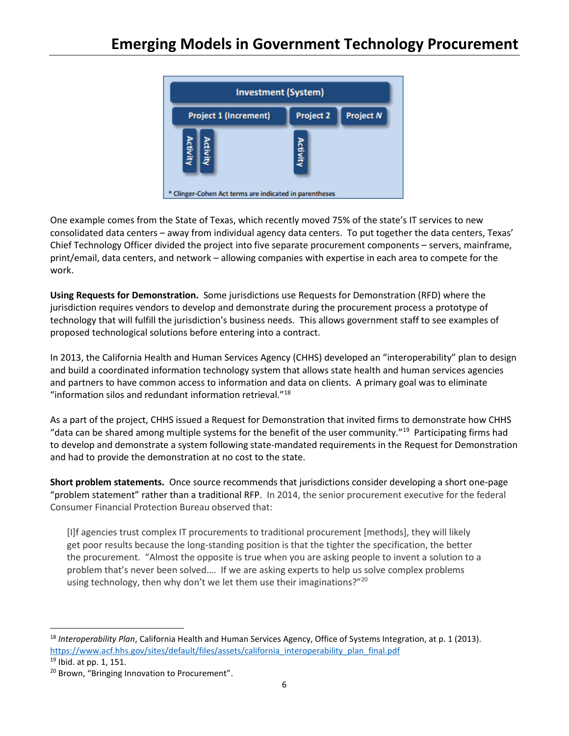Investment (System)

Project 1 (Increment) | Project 2 | Project *N*

Activity | Activity | Activity

\* Clinger-Cohen Act terms are indicated in parentheses

One example comes from the State of Texas, which recently moved 75% of the state's IT services to new consolidated data centers – away from individual agency data centers. To put together the data centers, Texas' Chief Technology Officer divided the project into five separate procurement components – servers, mainframe, print/email, data centers, and network – allowing companies with expertise in each area to compete for the work.

**Using Requests for Demonstration.** Some jurisdictions use Requests for Demonstration (RFD) where the jurisdiction requires vendors to develop and demonstrate during the procurement process a prototype of technology that will fulfill the jurisdiction's business needs. This allows government staff to see examples of proposed technological solutions before entering into a contract.

In 2013, the California Health and Human Services Agency (CHHS) developed an "interoperability" plan to design and build a coordinated information technology system that allows state health and human services agencies and partners to have common access to information and data on clients. A primary goal was to eliminate "information silos and redundant information retrieval."[18]

As a part of the project, CHHS issued a Request for Demonstration that invited firms to demonstrate how CHHS "data can be shared among multiple systems for the benefit of the user community."[19] Participating firms had to develop and demonstrate a system following state-mandated requirements in the Request for Demonstration and had to provide the demonstration at no cost to the state.

**Short problem statements.** Once source recommends that jurisdictions consider developing a short one-page "problem statement" rather than a traditional RFP. In 2014, the senior procurement executive for the federal Consumer Financial Protection Bureau observed that:

> [I]f agencies trust complex IT procurements to traditional procurement [methods], they will likely get poor results because the long-standing position is that the tighter the specification, the better the procurement. "Almost the opposite is true when you are asking people to invent a solution to a problem that's never been solved…. If we are asking experts to help us solve complex problems using technology, then why don't we let them use their imaginations?"[20]

---

[18] *Interoperability Plan*, California Health and Human Services Agency, Office of Systems Integration, at p. 1 (2013). https://www.acf.hhs.gov/sites/default/files/assets/california_interoperability_plan_final.pdf

[19] Ibid. at pp. 1, 151.

[20] Brown, "Bringing Innovation to Procurement".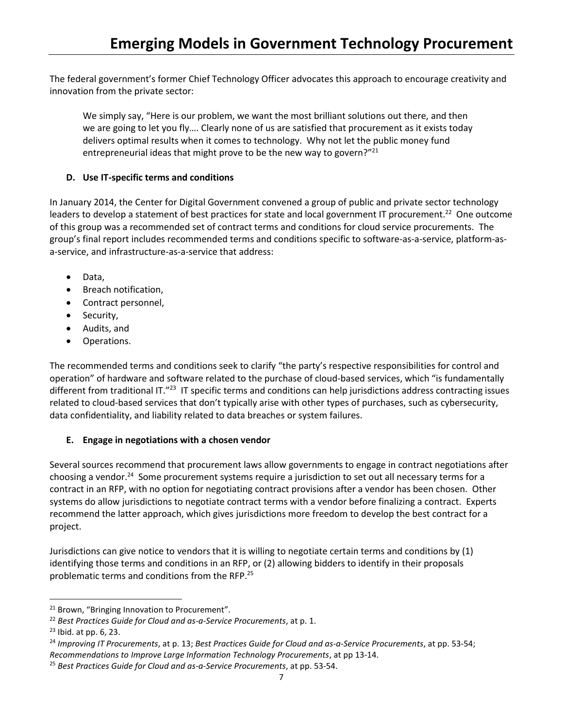The federal government's former Chief Technology Officer advocates this approach to encourage creativity and innovation from the private sector:

> We simply say, "Here is our problem, we want the most brilliant solutions out there, and then we are going to let you fly…. Clearly none of us are satisfied that procurement as it exists today delivers optimal results when it comes to technology. Why not let the public money fund entrepreneurial ideas that might prove to be the new way to govern?"[21]

### D. Use IT-specific terms and conditions

In January 2014, the Center for Digital Government convened a group of public and private sector technology leaders to develop a statement of best practices for state and local government IT procurement.[22] One outcome of this group was a recommended set of contract terms and conditions for cloud service procurements. The group's final report includes recommended terms and conditions specific to software-as-a-service, platform-as-a-service, and infrastructure-as-a-service that address:

- Data,
- Breach notification,
- Contract personnel,
- Security,
- Audits, and
- Operations.

The recommended terms and conditions seek to clarify "the party's respective responsibilities for control and operation" of hardware and software related to the purchase of cloud-based services, which "is fundamentally different from traditional IT."[23] IT specific terms and conditions can help jurisdictions address contracting issues related to cloud-based services that don't typically arise with other types of purchases, such as cybersecurity, data confidentiality, and liability related to data breaches or system failures.

### E. Engage in negotiations with a chosen vendor

Several sources recommend that procurement laws allow governments to engage in contract negotiations after choosing a vendor.[24] Some procurement systems require a jurisdiction to set out all necessary terms for a contract in an RFP, with no option for negotiating contract provisions after a vendor has been chosen. Other systems do allow jurisdictions to negotiate contract terms with a vendor before finalizing a contract. Experts recommend the latter approach, which gives jurisdictions more freedom to develop the best contract for a project.

Jurisdictions can give notice to vendors that it is willing to negotiate certain terms and conditions by (1) identifying those terms and conditions in an RFP, or (2) allowing bidders to identify in their proposals problematic terms and conditions from the RFP.[25]

---

[21] Brown, "Bringing Innovation to Procurement".

[22] *Best Practices Guide for Cloud and as-a-Service Procurements*, at p. 1.

[23] Ibid. at pp. 6, 23.

[24] *Improving IT Procurements*, at p. 13; *Best Practices Guide for Cloud and as-a-Service Procurements*, at pp. 53-54; *Recommendations to Improve Large Information Technology Procurements*, at pp 13-14.

[25] *Best Practices Guide for Cloud and as-a-Service Procurements*, at pp. 53-54.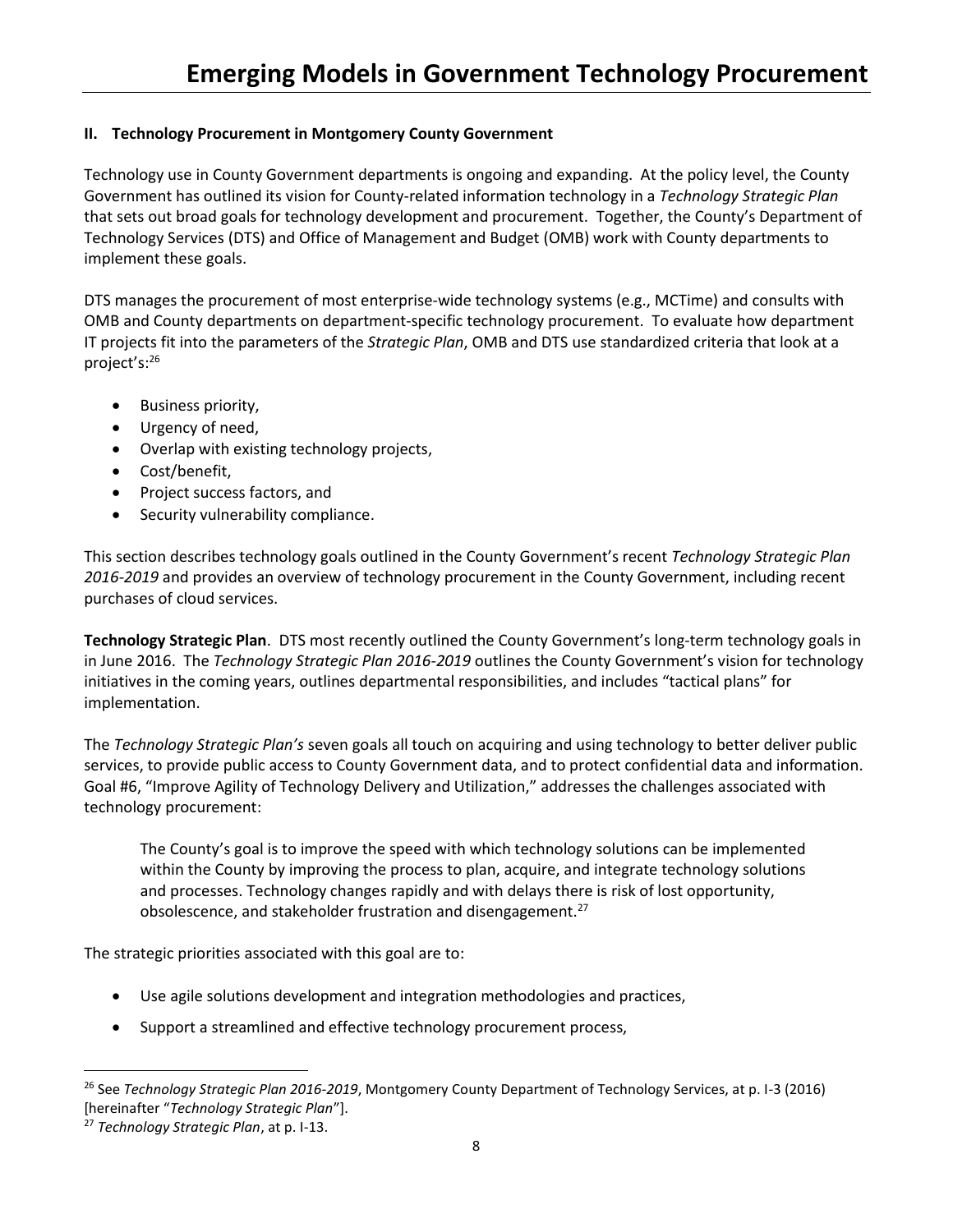## II. Technology Procurement in Montgomery County Government

Technology use in County Government departments is ongoing and expanding. At the policy level, the County Government has outlined its vision for County-related information technology in a *Technology Strategic Plan* that sets out broad goals for technology development and procurement. Together, the County's Department of Technology Services (DTS) and Office of Management and Budget (OMB) work with County departments to implement these goals.

DTS manages the procurement of most enterprise-wide technology systems (e.g., MCTime) and consults with OMB and County departments on department-specific technology procurement. To evaluate how department IT projects fit into the parameters of the *Strategic Plan*, OMB and DTS use standardized criteria that look at a project's:[26]

- Business priority,
- Urgency of need,
- Overlap with existing technology projects,
- Cost/benefit,
- Project success factors, and
- Security vulnerability compliance.

This section describes technology goals outlined in the County Government's recent *Technology Strategic Plan 2016-2019* and provides an overview of technology procurement in the County Government, including recent purchases of cloud services.

**Technology Strategic Plan**. DTS most recently outlined the County Government's long-term technology goals in in June 2016. The *Technology Strategic Plan 2016-2019* outlines the County Government's vision for technology initiatives in the coming years, outlines departmental responsibilities, and includes "tactical plans" for implementation.

The *Technology Strategic Plan's* seven goals all touch on acquiring and using technology to better deliver public services, to provide public access to County Government data, and to protect confidential data and information. Goal #6, "Improve Agility of Technology Delivery and Utilization," addresses the challenges associated with technology procurement:

> The County's goal is to improve the speed with which technology solutions can be implemented within the County by improving the process to plan, acquire, and integrate technology solutions and processes. Technology changes rapidly and with delays there is risk of lost opportunity, obsolescence, and stakeholder frustration and disengagement.[27]

The strategic priorities associated with this goal are to:

- Use agile solutions development and integration methodologies and practices,
- Support a streamlined and effective technology procurement process,

---

[26] See *Technology Strategic Plan 2016-2019*, Montgomery County Department of Technology Services, at p. I-3 (2016) [hereinafter "*Technology Strategic Plan*"].

[27] *Technology Strategic Plan*, at p. I-13.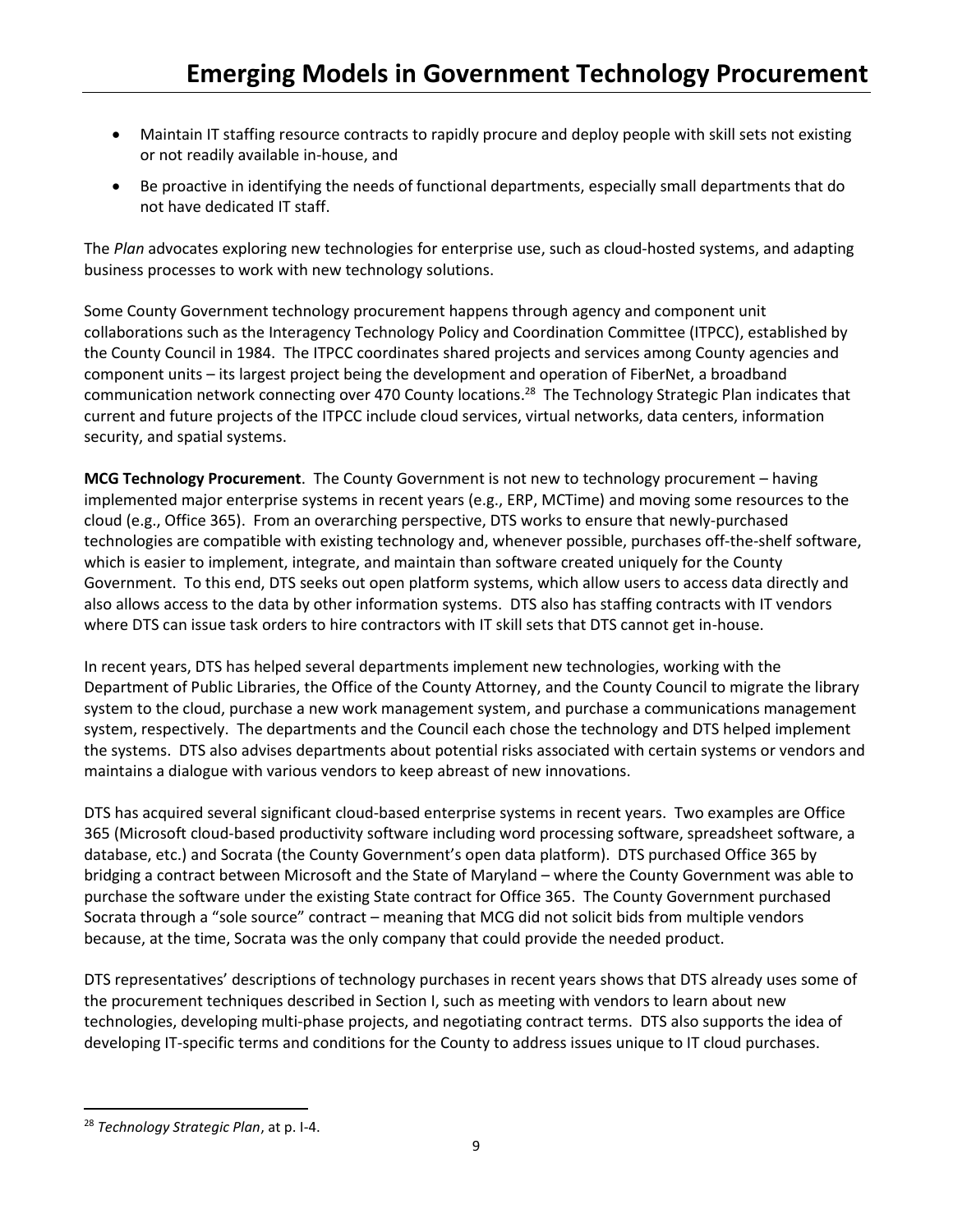- Maintain IT staffing resource contracts to rapidly procure and deploy people with skill sets not existing or not readily available in-house, and
- Be proactive in identifying the needs of functional departments, especially small departments that do not have dedicated IT staff.

The *Plan* advocates exploring new technologies for enterprise use, such as cloud-hosted systems, and adapting business processes to work with new technology solutions.

Some County Government technology procurement happens through agency and component unit collaborations such as the Interagency Technology Policy and Coordination Committee (ITPCC), established by the County Council in 1984. The ITPCC coordinates shared projects and services among County agencies and component units – its largest project being the development and operation of FiberNet, a broadband communication network connecting over 470 County locations.[28] The Technology Strategic Plan indicates that current and future projects of the ITPCC include cloud services, virtual networks, data centers, information security, and spatial systems.

**MCG Technology Procurement**. The County Government is not new to technology procurement – having implemented major enterprise systems in recent years (e.g., ERP, MCTime) and moving some resources to the cloud (e.g., Office 365). From an overarching perspective, DTS works to ensure that newly-purchased technologies are compatible with existing technology and, whenever possible, purchases off-the-shelf software, which is easier to implement, integrate, and maintain than software created uniquely for the County Government. To this end, DTS seeks out open platform systems, which allow users to access data directly and also allows access to the data by other information systems. DTS also has staffing contracts with IT vendors where DTS can issue task orders to hire contractors with IT skill sets that DTS cannot get in-house.

In recent years, DTS has helped several departments implement new technologies, working with the Department of Public Libraries, the Office of the County Attorney, and the County Council to migrate the library system to the cloud, purchase a new work management system, and purchase a communications management system, respectively. The departments and the Council each chose the technology and DTS helped implement the systems. DTS also advises departments about potential risks associated with certain systems or vendors and maintains a dialogue with various vendors to keep abreast of new innovations.

DTS has acquired several significant cloud-based enterprise systems in recent years. Two examples are Office 365 (Microsoft cloud-based productivity software including word processing software, spreadsheet software, a database, etc.) and Socrata (the County Government's open data platform). DTS purchased Office 365 by bridging a contract between Microsoft and the State of Maryland – where the County Government was able to purchase the software under the existing State contract for Office 365. The County Government purchased Socrata through a "sole source" contract – meaning that MCG did not solicit bids from multiple vendors because, at the time, Socrata was the only company that could provide the needed product.

DTS representatives' descriptions of technology purchases in recent years shows that DTS already uses some of the procurement techniques described in Section I, such as meeting with vendors to learn about new technologies, developing multi-phase projects, and negotiating contract terms. DTS also supports the idea of developing IT-specific terms and conditions for the County to address issues unique to IT cloud purchases.

---

[28] *Technology Strategic Plan*, at p. I-4.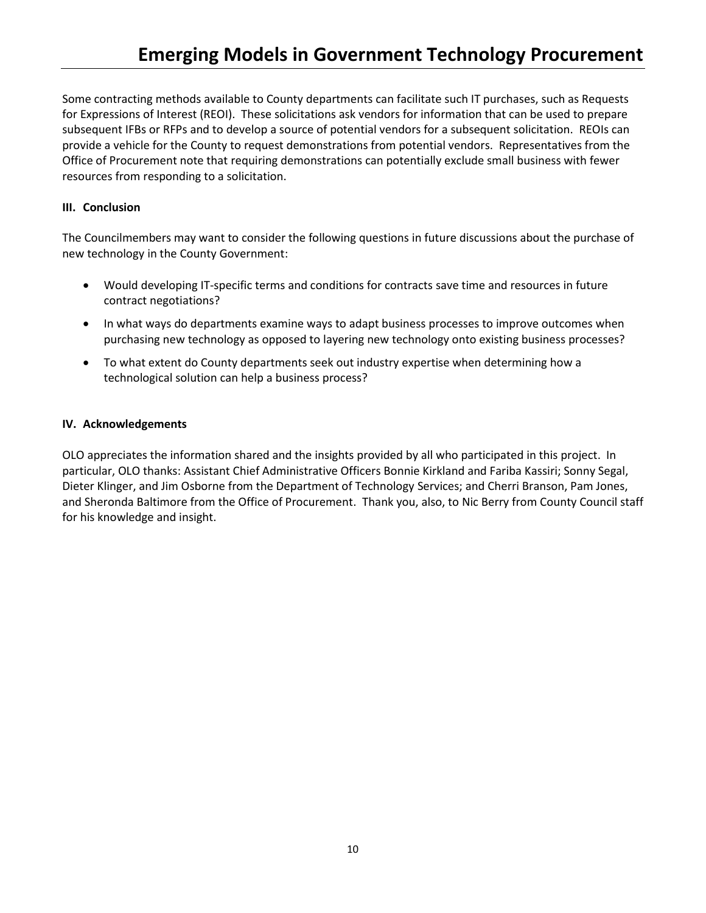Some contracting methods available to County departments can facilitate such IT purchases, such as Requests for Expressions of Interest (REOI). These solicitations ask vendors for information that can be used to prepare subsequent IFBs or RFPs and to develop a source of potential vendors for a subsequent solicitation. REOIs can provide a vehicle for the County to request demonstrations from potential vendors. Representatives from the Office of Procurement note that requiring demonstrations can potentially exclude small business with fewer resources from responding to a solicitation.

### III. Conclusion

The Councilmembers may want to consider the following questions in future discussions about the purchase of new technology in the County Government:

- Would developing IT-specific terms and conditions for contracts save time and resources in future contract negotiations?
- In what ways do departments examine ways to adapt business processes to improve outcomes when purchasing new technology as opposed to layering new technology onto existing business processes?
- To what extent do County departments seek out industry expertise when determining how a technological solution can help a business process?

### IV. Acknowledgements

OLO appreciates the information shared and the insights provided by all who participated in this project. In particular, OLO thanks: Assistant Chief Administrative Officers Bonnie Kirkland and Fariba Kassiri; Sonny Segal, Dieter Klinger, and Jim Osborne from the Department of Technology Services; and Cherri Branson, Pam Jones, and Sheronda Baltimore from the Office of Procurement. Thank you, also, to Nic Berry from County Council staff for his knowledge and insight.